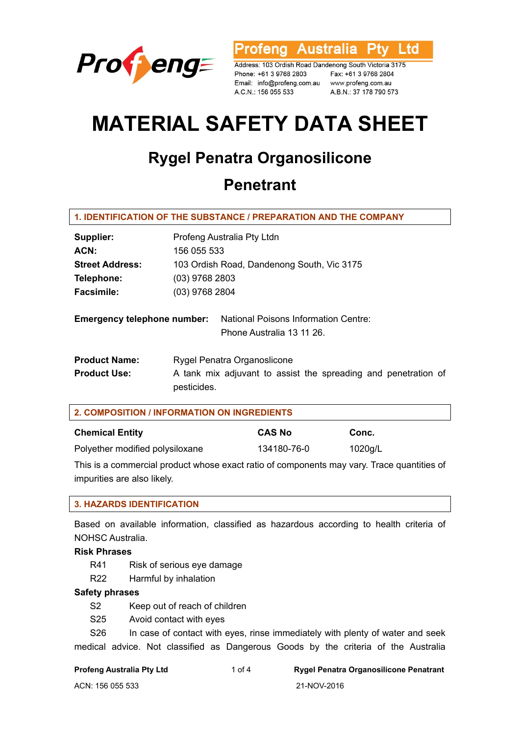Profeng Australia Pty Ltd

Address: 103 Ordish Road Dandenong South Victoria 3175
Phone: +61 3 9768 2803　Fax: +61 3 9768 2804
Email: info@profeng.com.au　www.profeng.com.au
A.C.N.: 156 055 533　A.B.N.: 37 178 790 573

# MATERIAL SAFETY DATA SHEET

## Rygel Penatra Organosilicone Penetrant

### 1. IDENTIFICATION OF THE SUBSTANCE / PREPARATION AND THE COMPANY

**Supplier:** Profeng Australia Pty Ltdn
**ACN:** 156 055 533
**Street Address:** 103 Ordish Road, Dandenong South, Vic 3175
**Telephone:** (03) 9768 2803
**Facsimile:** (03) 9768 2804

**Emergency telephone number:** National Poisons Information Centre: Phone Australia 13 11 26.

**Product Name:** Rygel Penatra Organoslicone
**Product Use:** A tank mix adjuvant to assist the spreading and penetration of pesticides.

### 2. COMPOSITION / INFORMATION ON INGREDIENTS

| Chemical Entity | CAS No | Conc. |
|---|---|---|
| Polyether modified polysiloxane | 134180-76-0 | 1020g/L |

This is a commercial product whose exact ratio of components may vary. Trace quantities of impurities are also likely.

### 3. HAZARDS IDENTIFICATION

Based on available information, classified as hazardous according to health criteria of NOHSC Australia.

**Risk Phrases**

R41　Risk of serious eye damage
R22　Harmful by inhalation

**Safety phrases**

S2　Keep out of reach of children
S25　Avoid contact with eyes
S26　In case of contact with eyes, rinse immediately with plenty of water and seek medical advice. Not classified as Dangerous Goods by the criteria of the Australia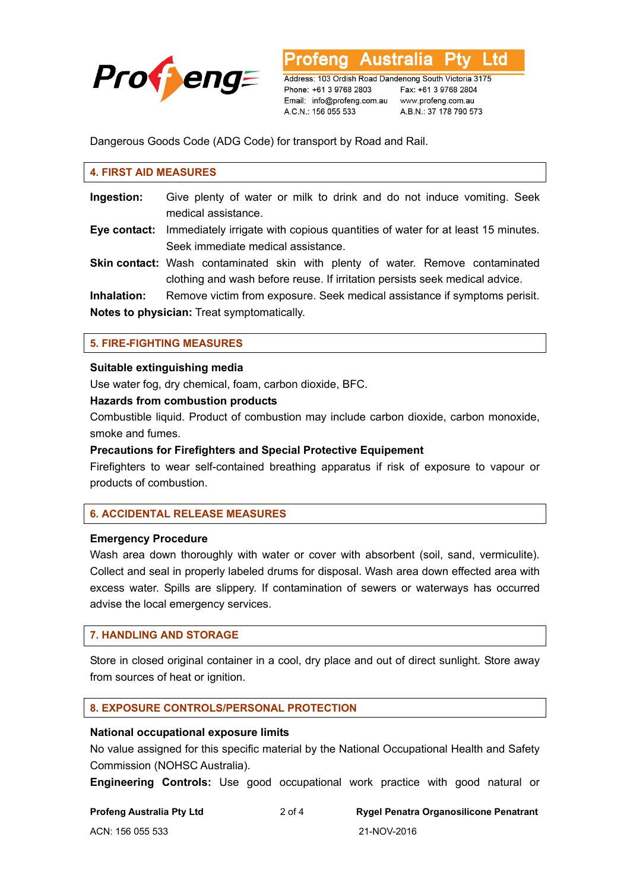Dangerous Goods Code (ADG Code) for transport by Road and Rail.

## 4. FIRST AID MEASURES

**Ingestion:** Give plenty of water or milk to drink and do not induce vomiting. Seek medical assistance.

**Eye contact:** Immediately irrigate with copious quantities of water for at least 15 minutes. Seek immediate medical assistance.

**Skin contact:** Wash contaminated skin with plenty of water. Remove contaminated clothing and wash before reuse. If irritation persists seek medical advice.

**Inhalation:** Remove victim from exposure. Seek medical assistance if symptoms perisit.

**Notes to physician:** Treat symptomatically.

## 5. FIRE-FIGHTING MEASURES

**Suitable extinguishing media**

Use water fog, dry chemical, foam, carbon dioxide, BFC.

**Hazards from combustion products**

Combustible liquid. Product of combustion may include carbon dioxide, carbon monoxide, smoke and fumes.

**Precautions for Firefighters and Special Protective Equipement**

Firefighters to wear self-contained breathing apparatus if risk of exposure to vapour or products of combustion.

## 6. ACCIDENTAL RELEASE MEASURES

**Emergency Procedure**

Wash area down thoroughly with water or cover with absorbent (soil, sand, vermiculite). Collect and seal in properly labeled drums for disposal. Wash area down effected area with excess water. Spills are slippery. If contamination of sewers or waterways has occurred advise the local emergency services.

## 7. HANDLING AND STORAGE

Store in closed original container in a cool, dry place and out of direct sunlight. Store away from sources of heat or ignition.

## 8. EXPOSURE CONTROLS/PERSONAL PROTECTION

**National occupational exposure limits**

No value assigned for this specific material by the National Occupational Health and Safety Commission (NOHSC Australia).

**Engineering Controls:** Use good occupational work practice with good natural or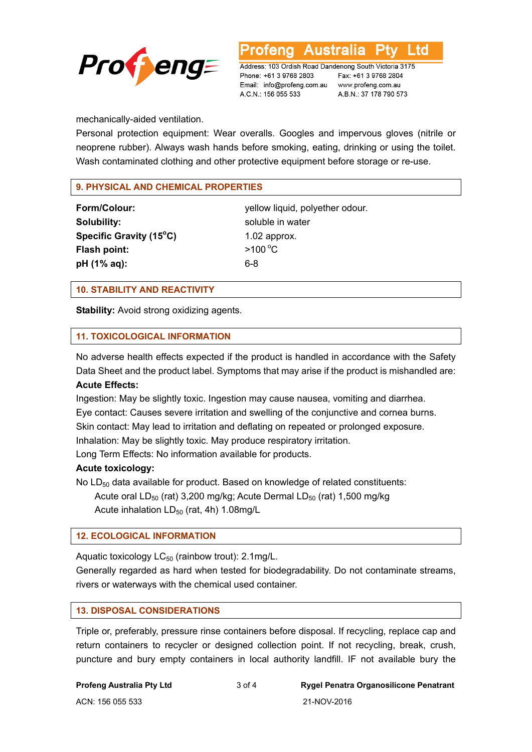mechanically-aided ventilation.

Personal protection equipment: Wear overalls. Googles and impervous gloves (nitrile or neoprene rubber). Always wash hands before smoking, eating, drinking or using the toilet. Wash contaminated clothing and other protective equipment before storage or re-use.

## 9. PHYSICAL AND CHEMICAL PROPERTIES

| | |
|---|---|
| **Form/Colour:** | yellow liquid, polyether odour. |
| **Solubility:** | soluble in water |
| **Specific Gravity (15°C)** | 1.02 approx. |
| **Flash point:** | >100 °C |
| **pH (1% aq):** | 6-8 |

## 10. STABILITY AND REACTIVITY

**Stability:** Avoid strong oxidizing agents.

## 11. TOXICOLOGICAL INFORMATION

No adverse health effects expected if the product is handled in accordance with the Safety Data Sheet and the product label. Symptoms that may arise if the product is mishandled are:

**Acute Effects:**

Ingestion: May be slightly toxic. Ingestion may cause nausea, vomiting and diarrhea.

Eye contact: Causes severe irritation and swelling of the conjunctive and cornea burns.

Skin contact: May lead to irritation and deflating on repeated or prolonged exposure.

Inhalation: May be slightly toxic. May produce respiratory irritation.

Long Term Effects: No information available for products.

**Acute toxicology:**

No $LD_{50}$ data available for product. Based on knowledge of related constituents:

Acute oral $LD_{50}$ (rat) 3,200 mg/kg; Acute Dermal $LD_{50}$ (rat) 1,500 mg/kg

Acute inhalation $LD_{50}$ (rat, 4h) 1.08mg/L

## 12. ECOLOGICAL INFORMATION

Aquatic toxicology $LC_{50}$ (rainbow trout): 2.1mg/L.

Generally regarded as hard when tested for biodegradability. Do not contaminate streams, rivers or waterways with the chemical used container.

## 13. DISPOSAL CONSIDERATIONS

Triple or, preferably, pressure rinse containers before disposal. If recycling, replace cap and return containers to recycler or designed collection point. If not recycling, break, crush, puncture and bury empty containers in local authority landfill. IF not available bury the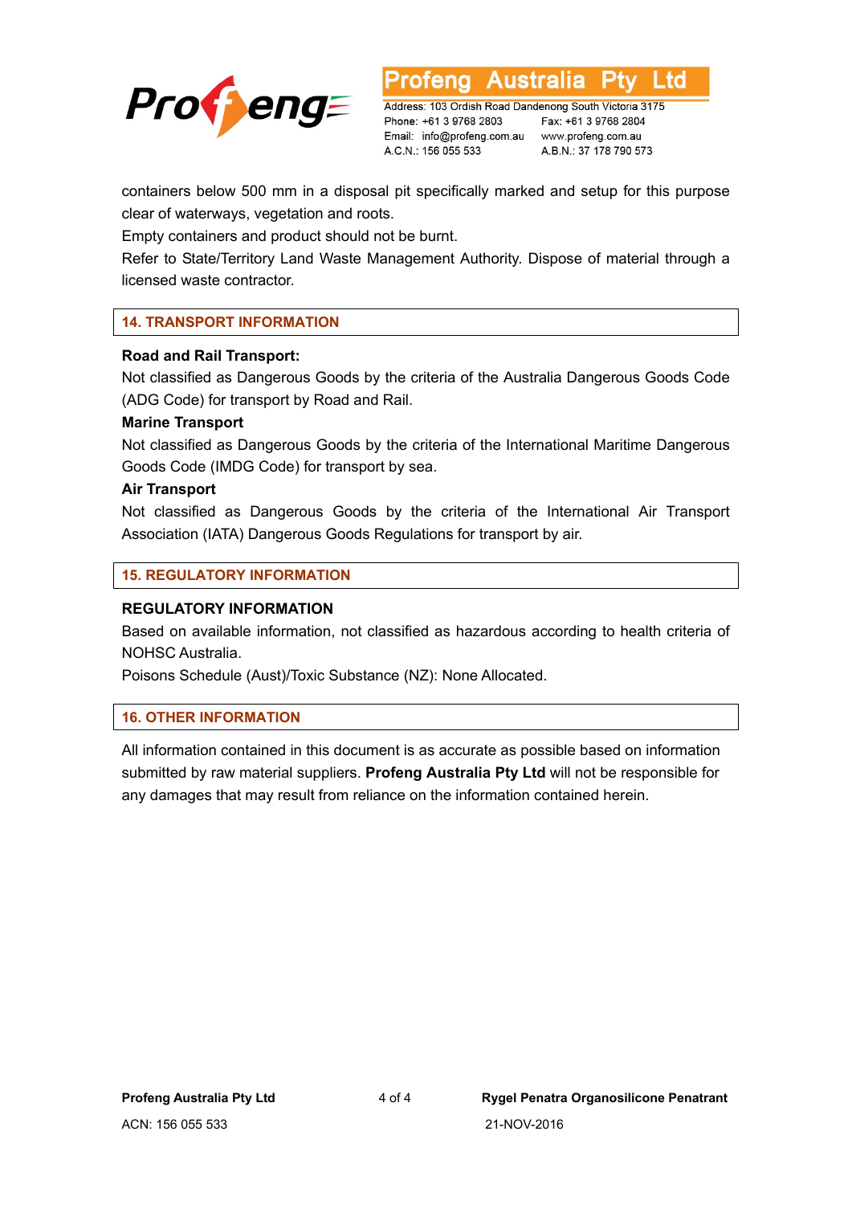containers below 500 mm in a disposal pit specifically marked and setup for this purpose clear of waterways, vegetation and roots.

Empty containers and product should not be burnt.

Refer to State/Territory Land Waste Management Authority. Dispose of material through a licensed waste contractor.

## 14. TRANSPORT INFORMATION

**Road and Rail Transport:**

Not classified as Dangerous Goods by the criteria of the Australia Dangerous Goods Code (ADG Code) for transport by Road and Rail.

**Marine Transport**

Not classified as Dangerous Goods by the criteria of the International Maritime Dangerous Goods Code (IMDG Code) for transport by sea.

**Air Transport**

Not classified as Dangerous Goods by the criteria of the International Air Transport Association (IATA) Dangerous Goods Regulations for transport by air.

## 15. REGULATORY INFORMATION

**REGULATORY INFORMATION**

Based on available information, not classified as hazardous according to health criteria of NOHSC Australia.

Poisons Schedule (Aust)/Toxic Substance (NZ): None Allocated.

## 16. OTHER INFORMATION

All information contained in this document is as accurate as possible based on information submitted by raw material suppliers. **Profeng Australia Pty Ltd** will not be responsible for any damages that may result from reliance on the information contained herein.